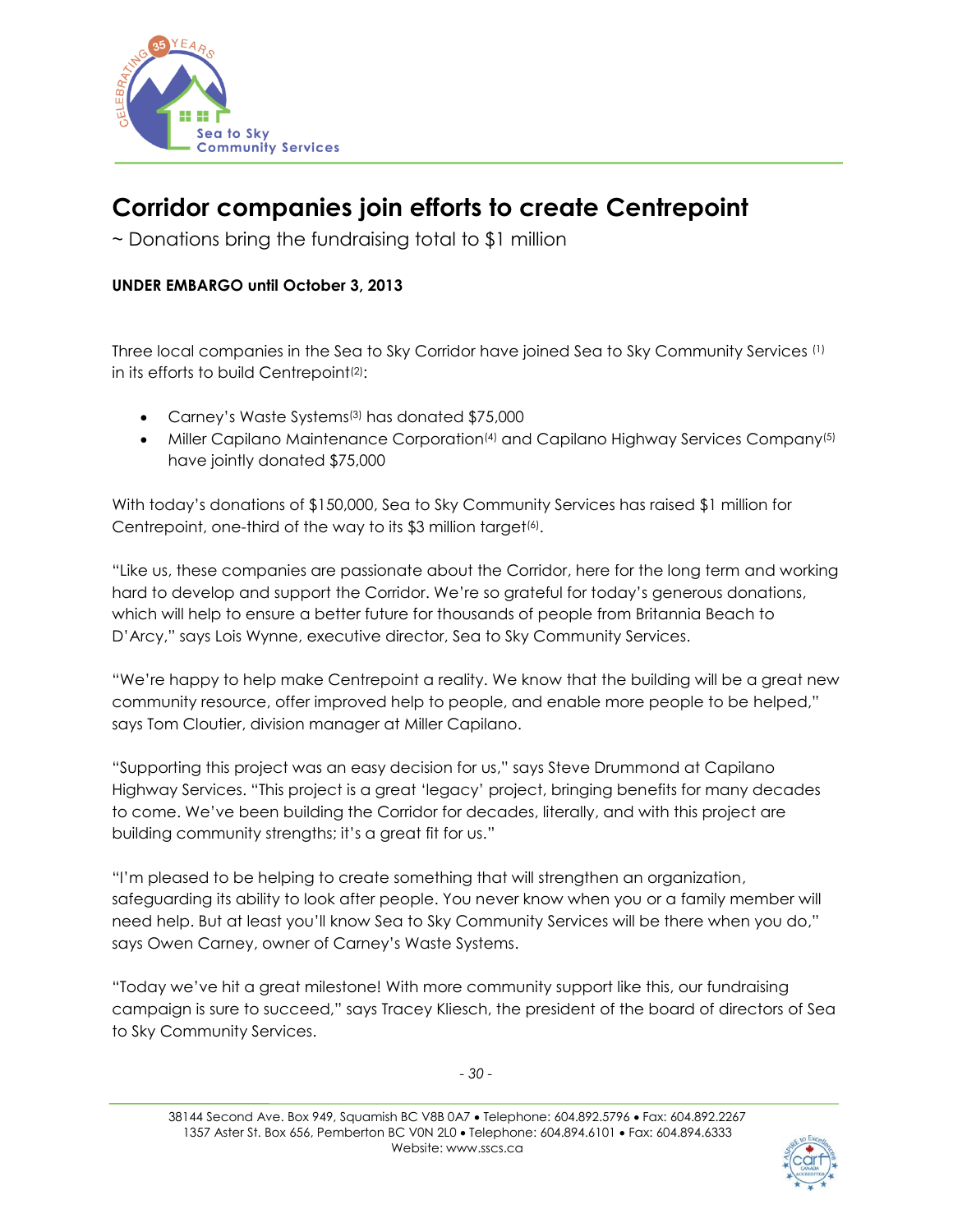# Corridor companies join efforts to create Centrepoint

~ Donations bring the fundraising total to $1 million

**UNDER EMBARGO until October 3, 2013**

Three local companies in the Sea to Sky Corridor have joined Sea to Sky Community Services [(1)] in its efforts to build Centrepoint[(2)]:

- Carney's Waste Systems[(3)] has donated $75,000
- Miller Capilano Maintenance Corporation[(4)] and Capilano Highway Services Company[(5)] have jointly donated $75,000

With today's donations of $150,000, Sea to Sky Community Services has raised $1 million for Centrepoint, one-third of the way to its $3 million target[(6)].

"Like us, these companies are passionate about the Corridor, here for the long term and working hard to develop and support the Corridor. We're so grateful for today's generous donations, which will help to ensure a better future for thousands of people from Britannia Beach to D'Arcy," says Lois Wynne, executive director, Sea to Sky Community Services.

"We're happy to help make Centrepoint a reality. We know that the building will be a great new community resource, offer improved help to people, and enable more people to be helped," says Tom Cloutier, division manager at Miller Capilano.

"Supporting this project was an easy decision for us," says Steve Drummond at Capilano Highway Services. "This project is a great 'legacy' project, bringing benefits for many decades to come. We've been building the Corridor for decades, literally, and with this project are building community strengths; it's a great fit for us."

"I'm pleased to be helping to create something that will strengthen an organization, safeguarding its ability to look after people. You never know when you or a family member will need help. But at least you'll know Sea to Sky Community Services will be there when you do," says Owen Carney, owner of Carney's Waste Systems.

"Today we've hit a great milestone! With more community support like this, our fundraising campaign is sure to succeed," says Tracey Kliesch, the president of the board of directors of Sea to Sky Community Services.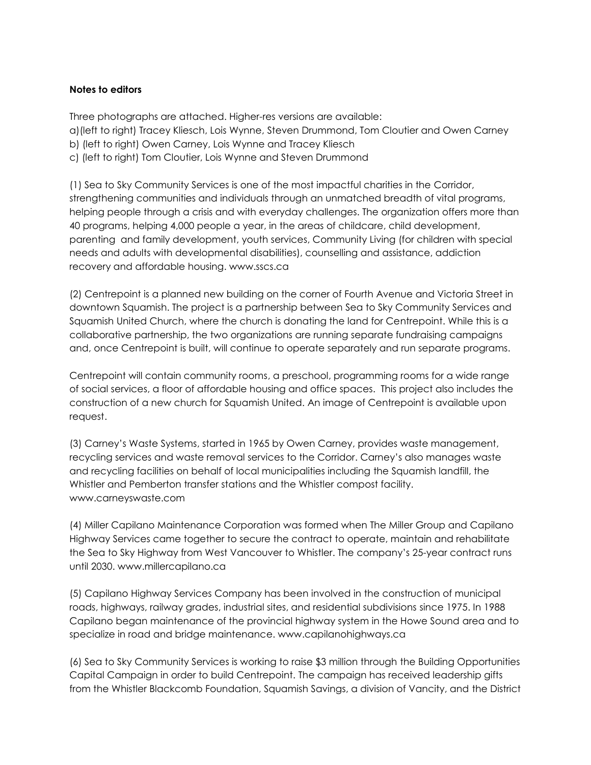**Notes to editors**

Three photographs are attached. Higher-res versions are available:

a)(left to right) Tracey Kliesch, Lois Wynne, Steven Drummond, Tom Cloutier and Owen Carney
b) (left to right) Owen Carney, Lois Wynne and Tracey Kliesch
c) (left to right) Tom Cloutier, Lois Wynne and Steven Drummond

(1) Sea to Sky Community Services is one of the most impactful charities in the Corridor, strengthening communities and individuals through an unmatched breadth of vital programs, helping people through a crisis and with everyday challenges. The organization offers more than 40 programs, helping 4,000 people a year, in the areas of childcare, child development, parenting and family development, youth services, Community Living (for children with special needs and adults with developmental disabilities), counselling and assistance, addiction recovery and affordable housing. www.sscs.ca

(2) Centrepoint is a planned new building on the corner of Fourth Avenue and Victoria Street in downtown Squamish. The project is a partnership between Sea to Sky Community Services and Squamish United Church, where the church is donating the land for Centrepoint. While this is a collaborative partnership, the two organizations are running separate fundraising campaigns and, once Centrepoint is built, will continue to operate separately and run separate programs.

Centrepoint will contain community rooms, a preschool, programming rooms for a wide range of social services, a floor of affordable housing and office spaces. This project also includes the construction of a new church for Squamish United. An image of Centrepoint is available upon request.

(3) Carney's Waste Systems, started in 1965 by Owen Carney, provides waste management, recycling services and waste removal services to the Corridor. Carney's also manages waste and recycling facilities on behalf of local municipalities including the Squamish landfill, the Whistler and Pemberton transfer stations and the Whistler compost facility. www.carneyswaste.com

(4) Miller Capilano Maintenance Corporation was formed when The Miller Group and Capilano Highway Services came together to secure the contract to operate, maintain and rehabilitate the Sea to Sky Highway from West Vancouver to Whistler. The company's 25-year contract runs until 2030. www.millercapilano.ca

(5) Capilano Highway Services Company has been involved in the construction of municipal roads, highways, railway grades, industrial sites, and residential subdivisions since 1975. In 1988 Capilano began maintenance of the provincial highway system in the Howe Sound area and to specialize in road and bridge maintenance. www.capilanohighways.ca

(6) Sea to Sky Community Services is working to raise $3 million through the Building Opportunities Capital Campaign in order to build Centrepoint. The campaign has received leadership gifts from the Whistler Blackcomb Foundation, Squamish Savings, a division of Vancity, and the District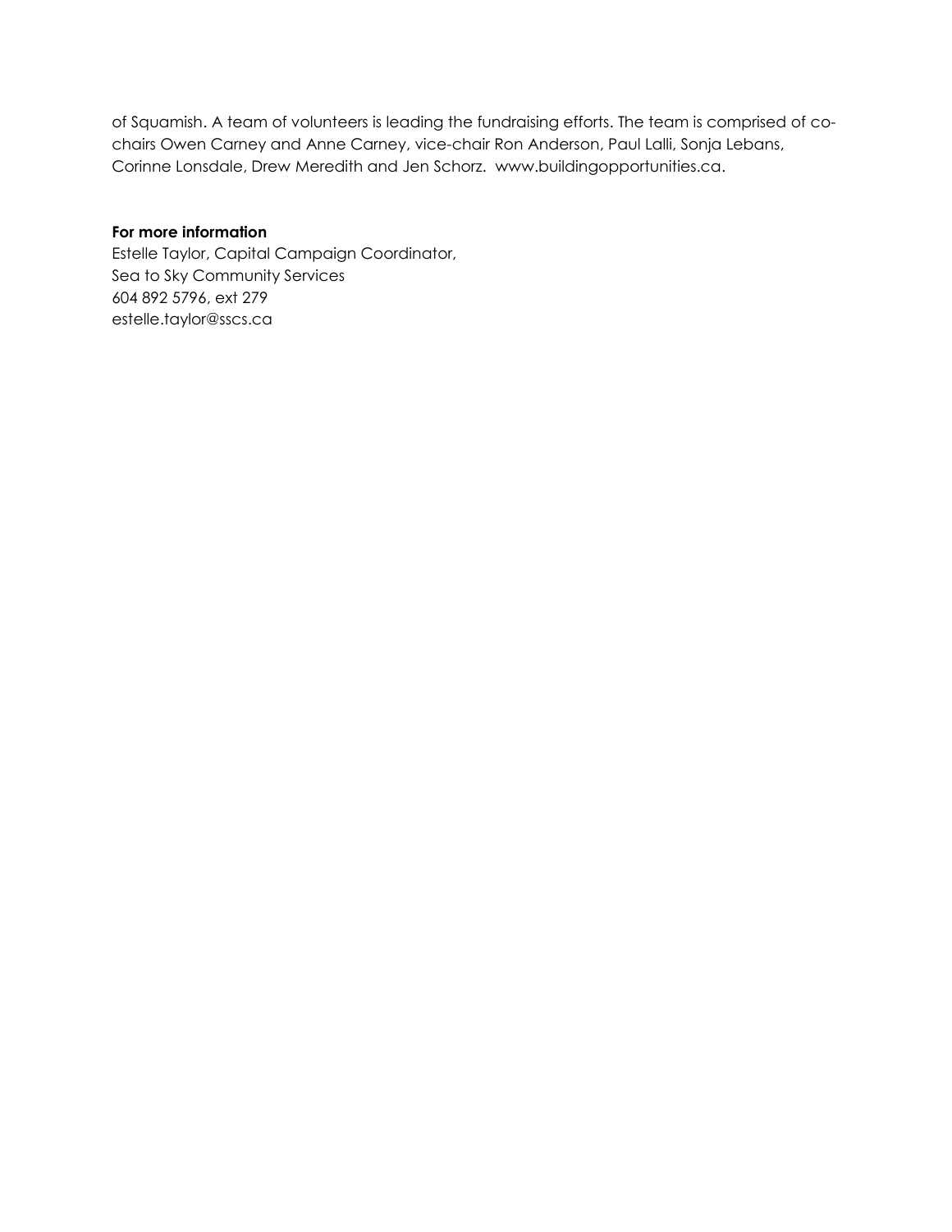of Squamish. A team of volunteers is leading the fundraising efforts. The team is comprised of co-chairs Owen Carney and Anne Carney, vice-chair Ron Anderson, Paul Lalli, Sonja Lebans, Corinne Lonsdale, Drew Meredith and Jen Schorz. www.buildingopportunities.ca.

**For more information**
Estelle Taylor, Capital Campaign Coordinator,
Sea to Sky Community Services
604 892 5796, ext 279
estelle.taylor@sscs.ca